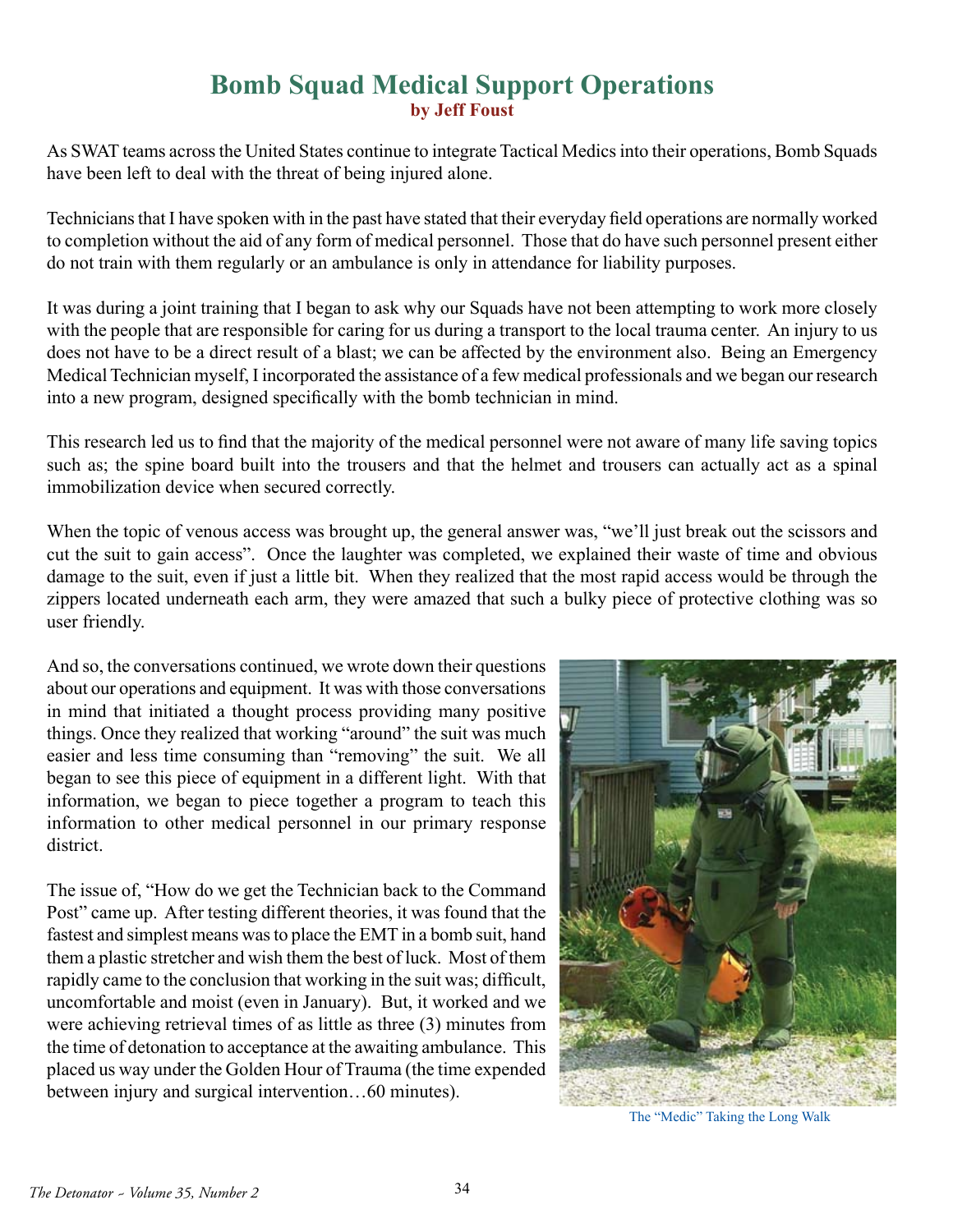# Bomb Squad Medical Support Operations

**by Jeff Foust**

As SWAT teams across the United States continue to integrate Tactical Medics into their operations, Bomb Squads have been left to deal with the threat of being injured alone.

Technicians that I have spoken with in the past have stated that their everyday field operations are normally worked to completion without the aid of any form of medical personnel. Those that do have such personnel present either do not train with them regularly or an ambulance is only in attendance for liability purposes.

It was during a joint training that I began to ask why our Squads have not been attempting to work more closely with the people that are responsible for caring for us during a transport to the local trauma center. An injury to us does not have to be a direct result of a blast; we can be affected by the environment also. Being an Emergency Medical Technician myself, I incorporated the assistance of a few medical professionals and we began our research into a new program, designed specifically with the bomb technician in mind.

This research led us to find that the majority of the medical personnel were not aware of many life saving topics such as; the spine board built into the trousers and that the helmet and trousers can actually act as a spinal immobilization device when secured correctly.

When the topic of venous access was brought up, the general answer was, "we'll just break out the scissors and cut the suit to gain access". Once the laughter was completed, we explained their waste of time and obvious damage to the suit, even if just a little bit. When they realized that the most rapid access would be through the zippers located underneath each arm, they were amazed that such a bulky piece of protective clothing was so user friendly.

And so, the conversations continued, we wrote down their questions about our operations and equipment. It was with those conversations in mind that initiated a thought process providing many positive things. Once they realized that working "around" the suit was much easier and less time consuming than "removing" the suit. We all began to see this piece of equipment in a different light. With that information, we began to piece together a program to teach this information to other medical personnel in our primary response district.

The issue of, "How do we get the Technician back to the Command Post" came up. After testing different theories, it was found that the fastest and simplest means was to place the EMT in a bomb suit, hand them a plastic stretcher and wish them the best of luck. Most of them rapidly came to the conclusion that working in the suit was; difficult, uncomfortable and moist (even in January). But, it worked and we were achieving retrieval times of as little as three (3) minutes from the time of detonation to acceptance at the awaiting ambulance. This placed us way under the Golden Hour of Trauma (the time expended between injury and surgical intervention…60 minutes).

The "Medic" Taking the Long Walk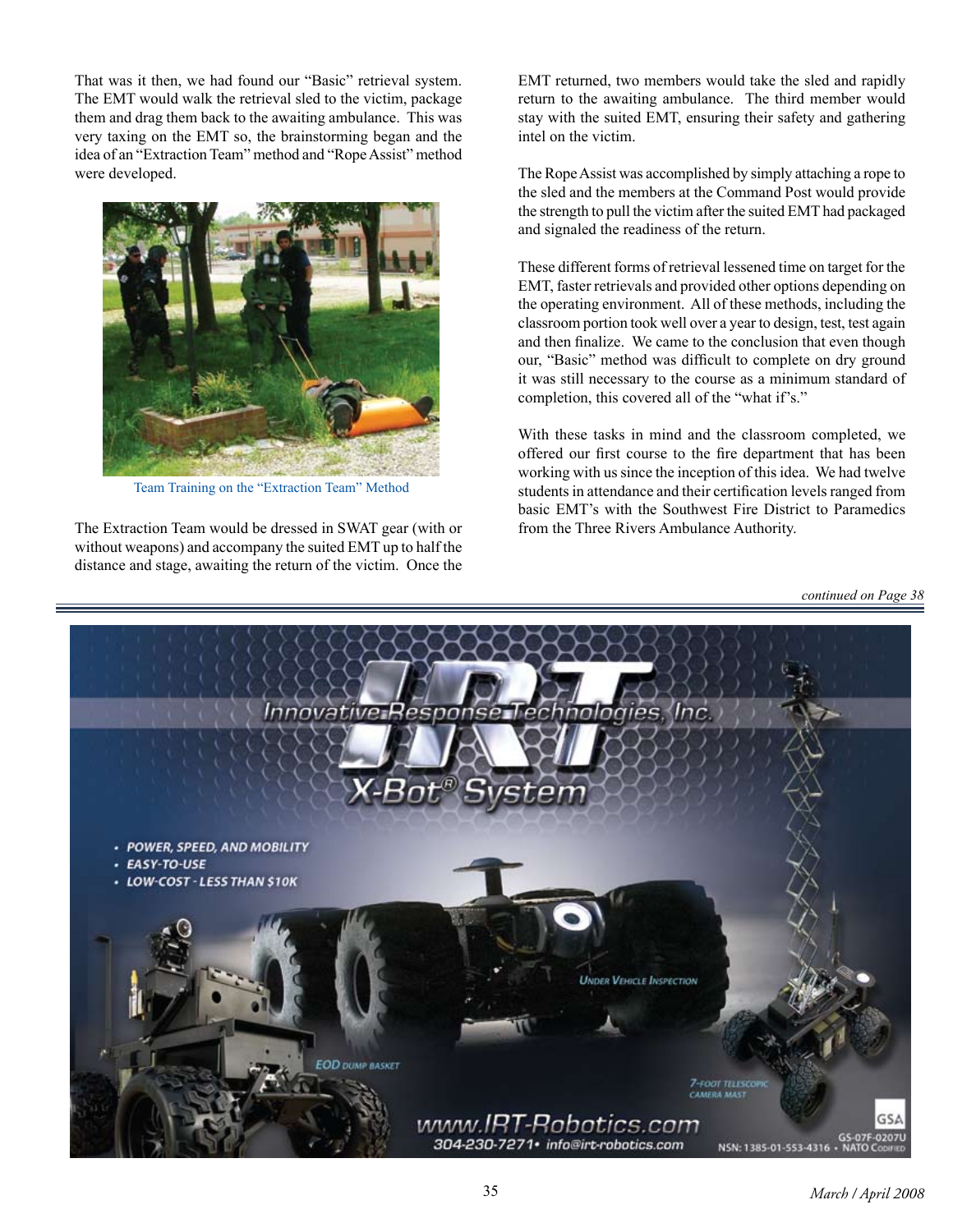That was it then, we had found our "Basic" retrieval system. The EMT would walk the retrieval sled to the victim, package them and drag them back to the awaiting ambulance. This was very taxing on the EMT so, the brainstorming began and the idea of an "Extraction Team" method and "Rope Assist" method were developed.

Team Training on the "Extraction Team" Method

The Extraction Team would be dressed in SWAT gear (with or without weapons) and accompany the suited EMT up to half the distance and stage, awaiting the return of the victim. Once the EMT returned, two members would take the sled and rapidly return to the awaiting ambulance. The third member would stay with the suited EMT, ensuring their safety and gathering intel on the victim.

The Rope Assist was accomplished by simply attaching a rope to the sled and the members at the Command Post would provide the strength to pull the victim after the suited EMT had packaged and signaled the readiness of the return.

These different forms of retrieval lessened time on target for the EMT, faster retrievals and provided other options depending on the operating environment. All of these methods, including the classroom portion took well over a year to design, test, test again and then finalize. We came to the conclusion that even though our, "Basic" method was difficult to complete on dry ground it was still necessary to the course as a minimum standard of completion, this covered all of the "what if's."

With these tasks in mind and the classroom completed, we offered our first course to the fire department that has been working with us since the inception of this idea. We had twelve students in attendance and their certification levels ranged from basic EMT's with the Southwest Fire District to Paramedics from the Three Rivers Ambulance Authority.

*continued on Page 38*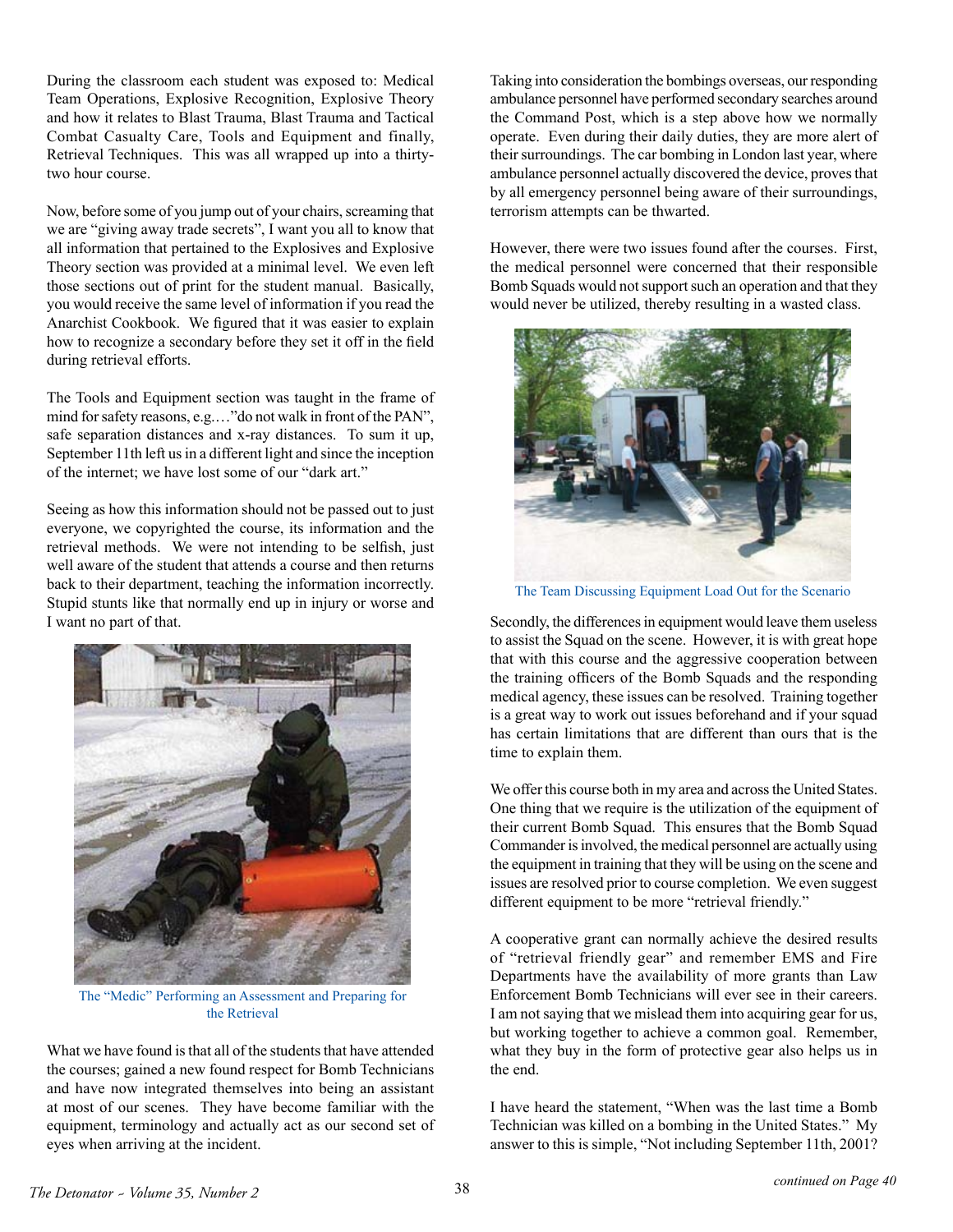During the classroom each student was exposed to: Medical Team Operations, Explosive Recognition, Explosive Theory and how it relates to Blast Trauma, Blast Trauma and Tactical Combat Casualty Care, Tools and Equipment and finally, Retrieval Techniques. This was all wrapped up into a thirty-two hour course.

Now, before some of you jump out of your chairs, screaming that we are "giving away trade secrets", I want you all to know that all information that pertained to the Explosives and Explosive Theory section was provided at a minimal level. We even left those sections out of print for the student manual. Basically, you would receive the same level of information if you read the Anarchist Cookbook. We figured that it was easier to explain how to recognize a secondary before they set it off in the field during retrieval efforts.

The Tools and Equipment section was taught in the frame of mind for safety reasons, e.g.…"do not walk in front of the PAN", safe separation distances and x-ray distances. To sum it up, September 11th left us in a different light and since the inception of the internet; we have lost some of our "dark art."

Seeing as how this information should not be passed out to just everyone, we copyrighted the course, its information and the retrieval methods. We were not intending to be selfish, just well aware of the student that attends a course and then returns back to their department, teaching the information incorrectly. Stupid stunts like that normally end up in injury or worse and I want no part of that.

The "Medic" Performing an Assessment and Preparing for the Retrieval

What we have found is that all of the students that have attended the courses; gained a new found respect for Bomb Technicians and have now integrated themselves into being an assistant at most of our scenes. They have become familiar with the equipment, terminology and actually act as our second set of eyes when arriving at the incident.

Taking into consideration the bombings overseas, our responding ambulance personnel have performed secondary searches around the Command Post, which is a step above how we normally operate. Even during their daily duties, they are more alert of their surroundings. The car bombing in London last year, where ambulance personnel actually discovered the device, proves that by all emergency personnel being aware of their surroundings, terrorism attempts can be thwarted.

However, there were two issues found after the courses. First, the medical personnel were concerned that their responsible Bomb Squads would not support such an operation and that they would never be utilized, thereby resulting in a wasted class.

The Team Discussing Equipment Load Out for the Scenario

Secondly, the differences in equipment would leave them useless to assist the Squad on the scene. However, it is with great hope that with this course and the aggressive cooperation between the training officers of the Bomb Squads and the responding medical agency, these issues can be resolved. Training together is a great way to work out issues beforehand and if your squad has certain limitations that are different than ours that is the time to explain them.

We offer this course both in my area and across the United States. One thing that we require is the utilization of the equipment of their current Bomb Squad. This ensures that the Bomb Squad Commander is involved, the medical personnel are actually using the equipment in training that they will be using on the scene and issues are resolved prior to course completion. We even suggest different equipment to be more "retrieval friendly."

A cooperative grant can normally achieve the desired results of "retrieval friendly gear" and remember EMS and Fire Departments have the availability of more grants than Law Enforcement Bomb Technicians will ever see in their careers. I am not saying that we mislead them into acquiring gear for us, but working together to achieve a common goal. Remember, what they buy in the form of protective gear also helps us in the end.

I have heard the statement, "When was the last time a Bomb Technician was killed on a bombing in the United States." My answer to this is simple, "Not including September 11th, 2001?

*continued on Page 40*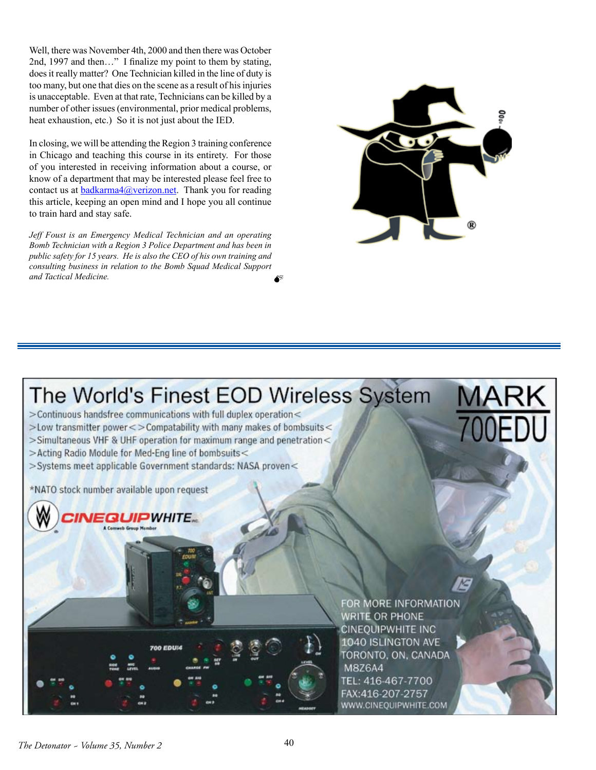Well, there was November 4th, 2000 and then there was October 2nd, 1997 and then…" I finalize my point to them by stating, does it really matter? One Technician killed in the line of duty is too many, but one that dies on the scene as a result of his injuries is unacceptable. Even at that rate, Technicians can be killed by a number of other issues (environmental, prior medical problems, heat exhaustion, etc.) So it is not just about the IED.

In closing, we will be attending the Region 3 training conference in Chicago and teaching this course in its entirety. For those of you interested in receiving information about a course, or know of a department that may be interested please feel free to contact us at badkarma4@verizon.net. Thank you for reading this article, keeping an open mind and I hope you all continue to train hard and stay safe.

*Jeff Foust is an Emergency Medical Technician and an operating Bomb Technician with a Region 3 Police Department and has been in public safety for 15 years. He is also the CEO of his own training and consulting business in relation to the Bomb Squad Medical Support and Tactical Medicine.*

---

## The World's Finest EOD Wireless System

**MARK 700EDU**

- >Continuous handsfree communications with full duplex operation<
- >Low transmitter power<>Compatability with many makes of bombsuits<
- >Simultaneous VHF & UHF operation for maximum range and penetration<
- >Acting Radio Module for Med-Eng line of bombsuits<
- >Systems meet applicable Government standards: NASA proven<

*NATO stock number available upon request

CINEQUIPWHITE INC.
A Comweb Group Member

FOR MORE INFORMATION
WRITE OR PHONE
CINEQUIPWHITE INC
1040 ISLINGTON AVE
TORONTO, ON, CANADA
M8Z6A4
TEL: 416-467-7700
FAX:416-207-2757
WWW.CINEQUIPWHITE.COM